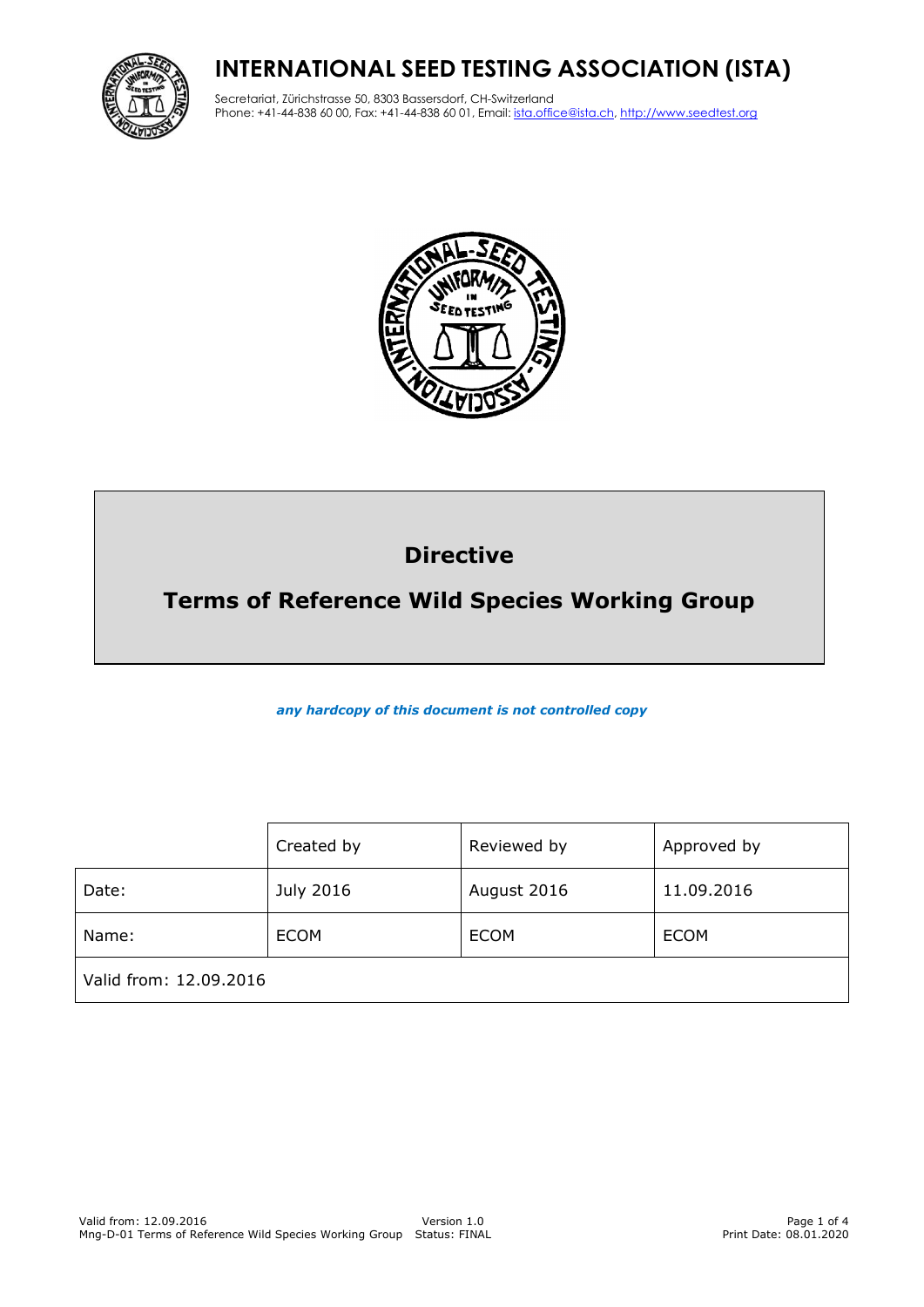# INTERNATIONAL SEED TESTING ASSOCIATION (ISTA)

Secretariat, Zürichstrasse 50, 8303 Bassersdorf, CH-Switzerland
Phone: +41-44-838 60 00, Fax: +41-44-838 60 01, Email: ista.office@ista.ch, http://www.seedtest.org

## Directive

## Terms of Reference Wild Species Working Group

***any hardcopy of this document is not controlled copy***

| | Created by | Reviewed by | Approved by |
|---|---|---|---|
| Date: | July 2016 | August 2016 | 11.09.2016 |
| Name: | ECOM | ECOM | ECOM |
| Valid from: 12.09.2016 | | | |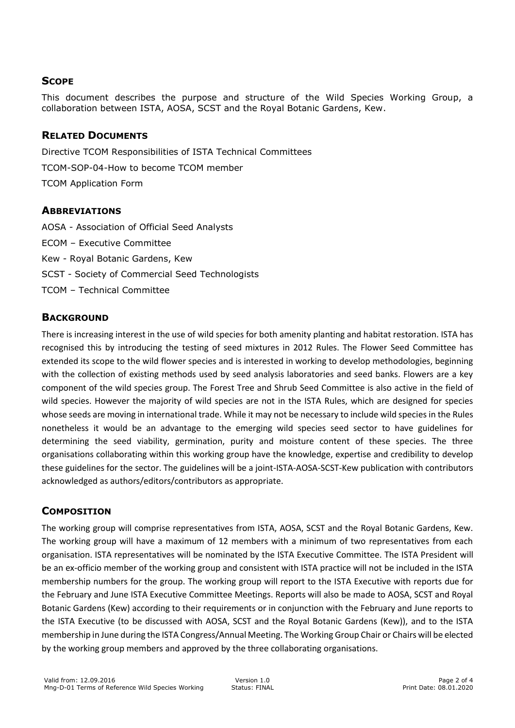## Scope

This document describes the purpose and structure of the Wild Species Working Group, a collaboration between ISTA, AOSA, SCST and the Royal Botanic Gardens, Kew.

## Related Documents

Directive TCOM Responsibilities of ISTA Technical Committees

TCOM-SOP-04-How to become TCOM member

TCOM Application Form

## Abbreviations

AOSA - Association of Official Seed Analysts

ECOM – Executive Committee

Kew - Royal Botanic Gardens, Kew

SCST - Society of Commercial Seed Technologists

TCOM – Technical Committee

## Background

There is increasing interest in the use of wild species for both amenity planting and habitat restoration. ISTA has recognised this by introducing the testing of seed mixtures in 2012 Rules. The Flower Seed Committee has extended its scope to the wild flower species and is interested in working to develop methodologies, beginning with the collection of existing methods used by seed analysis laboratories and seed banks. Flowers are a key component of the wild species group. The Forest Tree and Shrub Seed Committee is also active in the field of wild species. However the majority of wild species are not in the ISTA Rules, which are designed for species whose seeds are moving in international trade. While it may not be necessary to include wild species in the Rules nonetheless it would be an advantage to the emerging wild species seed sector to have guidelines for determining the seed viability, germination, purity and moisture content of these species. The three organisations collaborating within this working group have the knowledge, expertise and credibility to develop these guidelines for the sector. The guidelines will be a joint-ISTA-AOSA-SCST-Kew publication with contributors acknowledged as authors/editors/contributors as appropriate.

## Composition

The working group will comprise representatives from ISTA, AOSA, SCST and the Royal Botanic Gardens, Kew. The working group will have a maximum of 12 members with a minimum of two representatives from each organisation. ISTA representatives will be nominated by the ISTA Executive Committee. The ISTA President will be an ex-officio member of the working group and consistent with ISTA practice will not be included in the ISTA membership numbers for the group. The working group will report to the ISTA Executive with reports due for the February and June ISTA Executive Committee Meetings. Reports will also be made to AOSA, SCST and Royal Botanic Gardens (Kew) according to their requirements or in conjunction with the February and June reports to the ISTA Executive (to be discussed with AOSA, SCST and the Royal Botanic Gardens (Kew)), and to the ISTA membership in June during the ISTA Congress/Annual Meeting. The Working Group Chair or Chairs will be elected by the working group members and approved by the three collaborating organisations.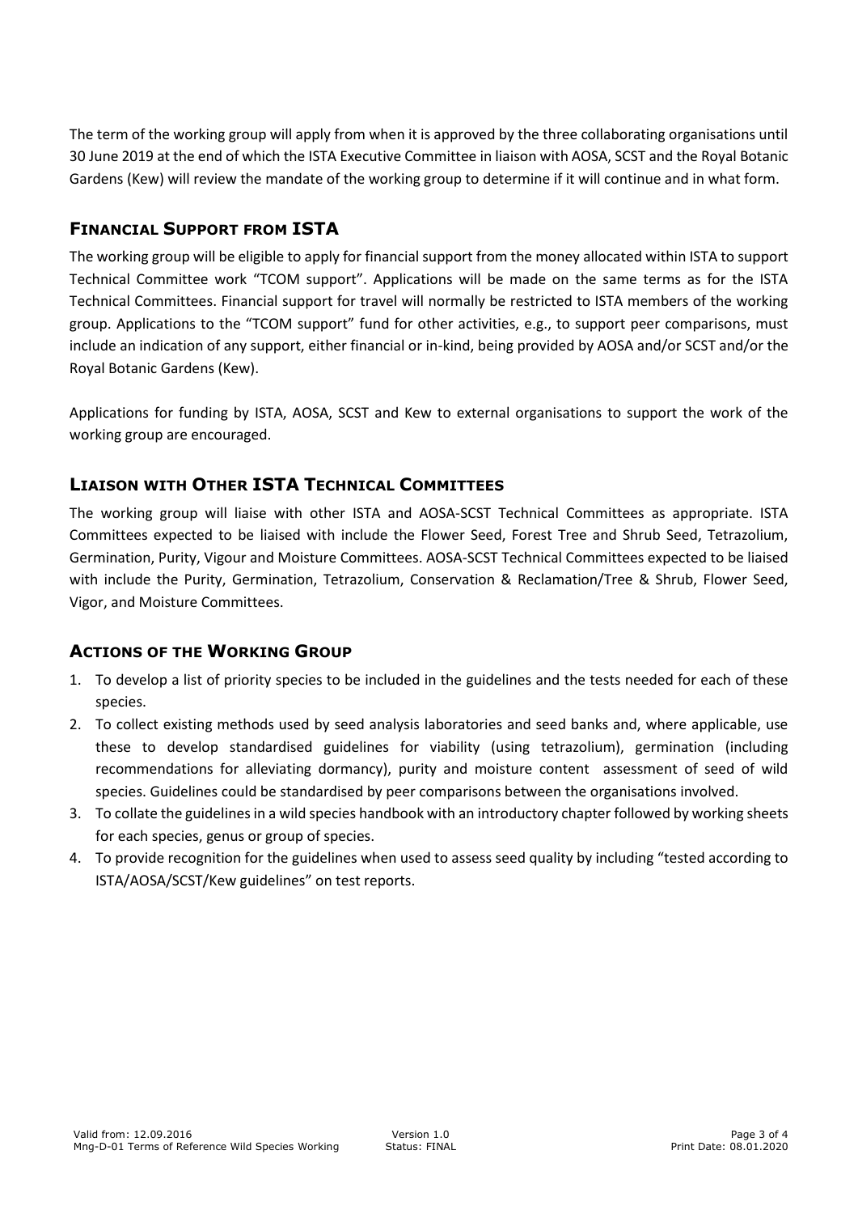The term of the working group will apply from when it is approved by the three collaborating organisations until 30 June 2019 at the end of which the ISTA Executive Committee in liaison with AOSA, SCST and the Royal Botanic Gardens (Kew) will review the mandate of the working group to determine if it will continue and in what form.

## Financial Support from ISTA

The working group will be eligible to apply for financial support from the money allocated within ISTA to support Technical Committee work "TCOM support". Applications will be made on the same terms as for the ISTA Technical Committees. Financial support for travel will normally be restricted to ISTA members of the working group. Applications to the "TCOM support" fund for other activities, e.g., to support peer comparisons, must include an indication of any support, either financial or in-kind, being provided by AOSA and/or SCST and/or the Royal Botanic Gardens (Kew).

Applications for funding by ISTA, AOSA, SCST and Kew to external organisations to support the work of the working group are encouraged.

## Liaison with Other ISTA Technical Committees

The working group will liaise with other ISTA and AOSA-SCST Technical Committees as appropriate. ISTA Committees expected to be liaised with include the Flower Seed, Forest Tree and Shrub Seed, Tetrazolium, Germination, Purity, Vigour and Moisture Committees. AOSA-SCST Technical Committees expected to be liaised with include the Purity, Germination, Tetrazolium, Conservation & Reclamation/Tree & Shrub, Flower Seed, Vigor, and Moisture Committees.

## Actions of the Working Group

1. To develop a list of priority species to be included in the guidelines and the tests needed for each of these species.
2. To collect existing methods used by seed analysis laboratories and seed banks and, where applicable, use these to develop standardised guidelines for viability (using tetrazolium), germination (including recommendations for alleviating dormancy), purity and moisture content assessment of seed of wild species. Guidelines could be standardised by peer comparisons between the organisations involved.
3. To collate the guidelines in a wild species handbook with an introductory chapter followed by working sheets for each species, genus or group of species.
4. To provide recognition for the guidelines when used to assess seed quality by including "tested according to ISTA/AOSA/SCST/Kew guidelines" on test reports.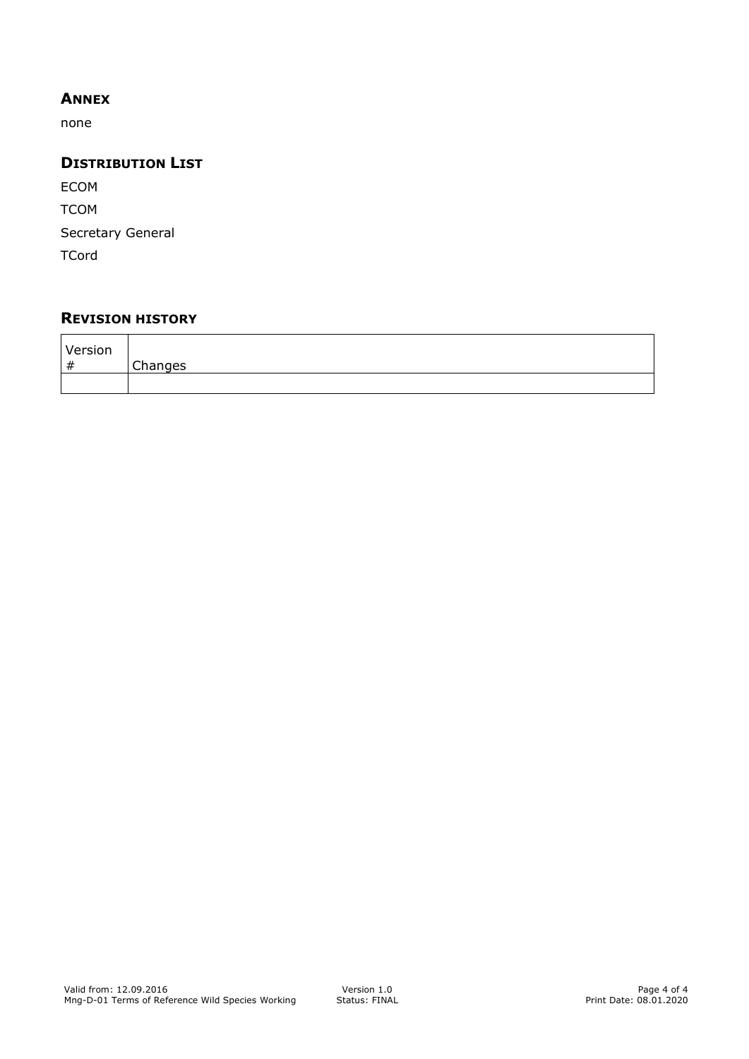## ANNEX

none

## DISTRIBUTION LIST

ECOM

TCOM

Secretary General

TCord

## REVISION HISTORY

| Version # | Changes |
|---|---|
| | |